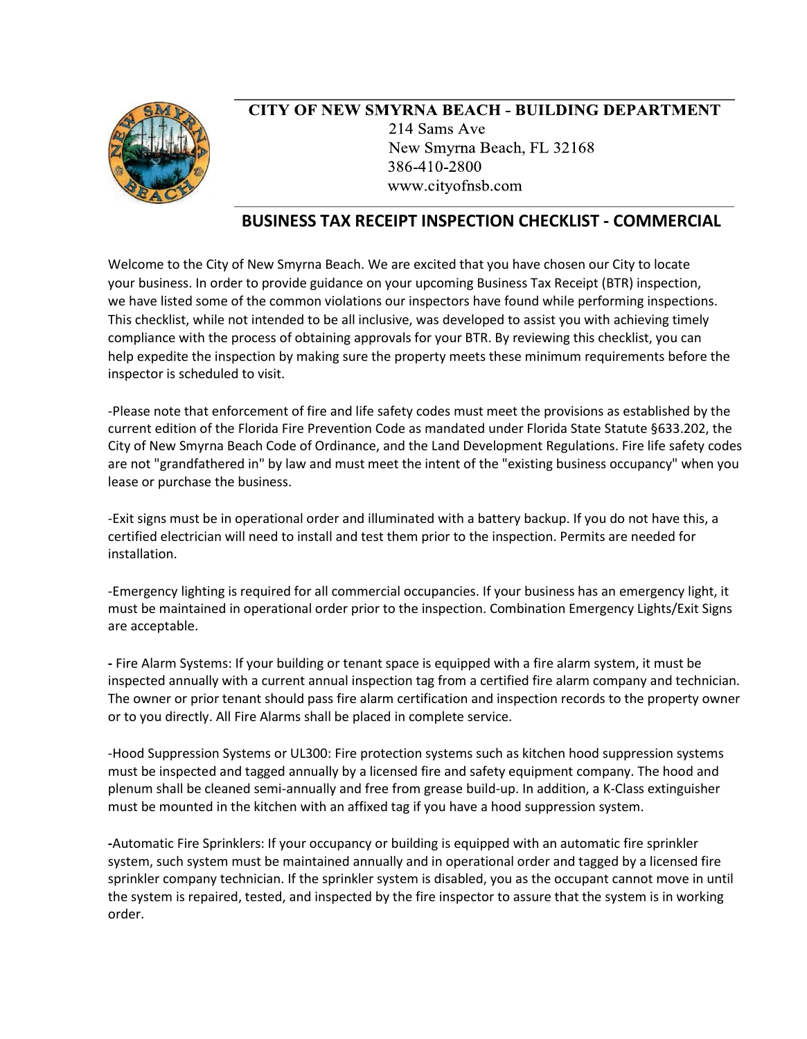**CITY OF NEW SMYRNA BEACH - BUILDING DEPARTMENT**

214 Sams Ave
New Smyrna Beach, FL 32168
386-410-2800
www.cityofnsb.com

# BUSINESS TAX RECEIPT INSPECTION CHECKLIST - COMMERCIAL

Welcome to the City of New Smyrna Beach. We are excited that you have chosen our City to locate your business. In order to provide guidance on your upcoming Business Tax Receipt (BTR) inspection, we have listed some of the common violations our inspectors have found while performing inspections. This checklist, while not intended to be all inclusive, was developed to assist you with achieving timely compliance with the process of obtaining approvals for your BTR. By reviewing this checklist, you can help expedite the inspection by making sure the property meets these minimum requirements before the inspector is scheduled to visit.

-Please note that enforcement of fire and life safety codes must meet the provisions as established by the current edition of the Florida Fire Prevention Code as mandated under Florida State Statute §633.202, the City of New Smyrna Beach Code of Ordinance, and the Land Development Regulations. Fire life safety codes are not "grandfathered in" by law and must meet the intent of the "existing business occupancy" when you lease or purchase the business.

-Exit signs must be in operational order and illuminated with a battery backup. If you do not have this, a certified electrician will need to install and test them prior to the inspection. Permits are needed for installation.

-Emergency lighting is required for all commercial occupancies. If your business has an emergency light, it must be maintained in operational order prior to the inspection. Combination Emergency Lights/Exit Signs are acceptable.

**-** Fire Alarm Systems: If your building or tenant space is equipped with a fire alarm system, it must be inspected annually with a current annual inspection tag from a certified fire alarm company and technician. The owner or prior tenant should pass fire alarm certification and inspection records to the property owner or to you directly. All Fire Alarms shall be placed in complete service.

-Hood Suppression Systems or UL300: Fire protection systems such as kitchen hood suppression systems must be inspected and tagged annually by a licensed fire and safety equipment company. The hood and plenum shall be cleaned semi-annually and free from grease build-up. In addition, a K-Class extinguisher must be mounted in the kitchen with an affixed tag if you have a hood suppression system.

**-**Automatic Fire Sprinklers: If your occupancy or building is equipped with an automatic fire sprinkler system, such system must be maintained annually and in operational order and tagged by a licensed fire sprinkler company technician. If the sprinkler system is disabled, you as the occupant cannot move in until the system is repaired, tested, and inspected by the fire inspector to assure that the system is in working order.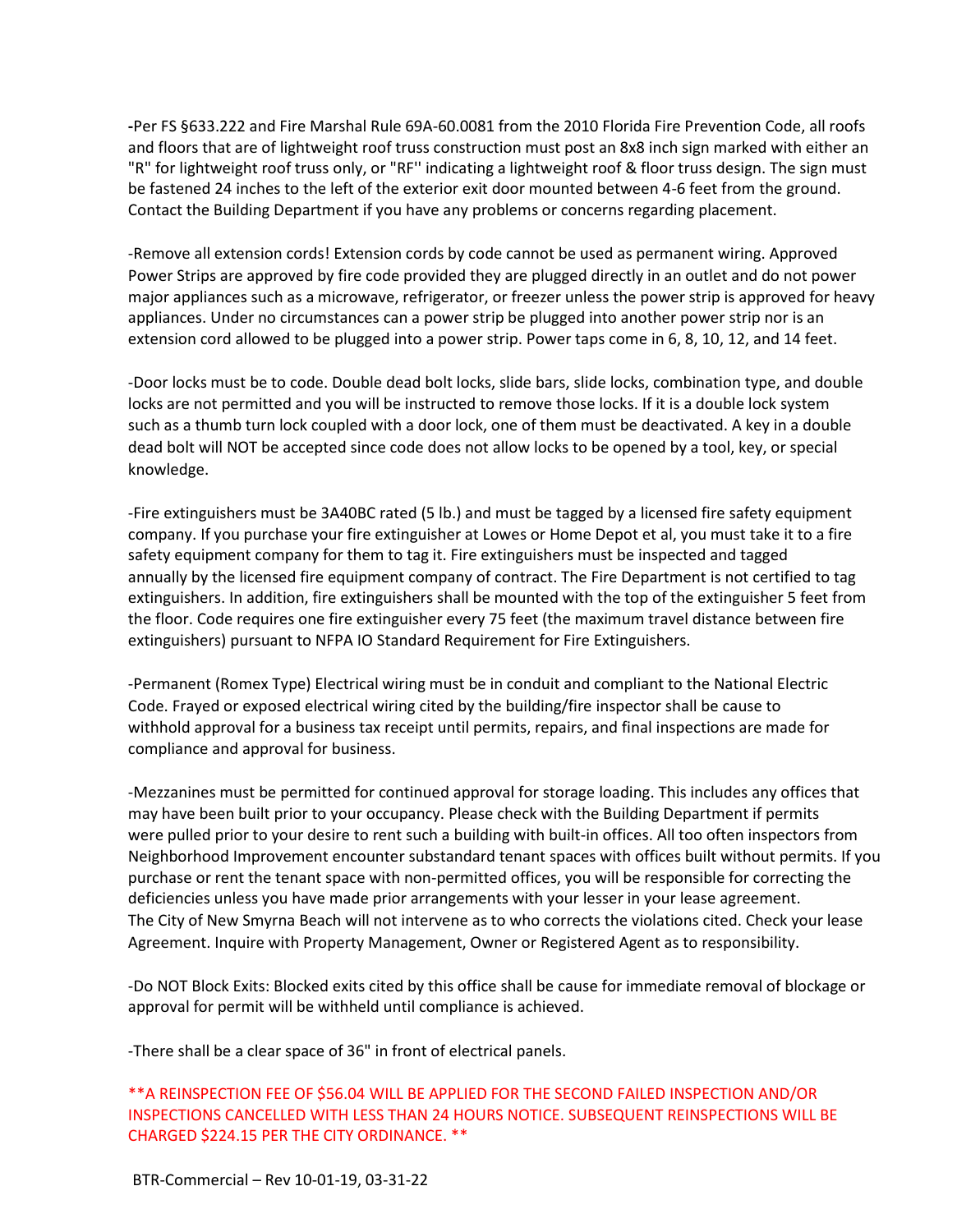-Per FS §633.222 and Fire Marshal Rule 69A-60.0081 from the 2010 Florida Fire Prevention Code, all roofs and floors that are of lightweight roof truss construction must post an 8x8 inch sign marked with either an "R" for lightweight roof truss only, or "RF'' indicating a lightweight roof & floor truss design. The sign must be fastened 24 inches to the left of the exterior exit door mounted between 4-6 feet from the ground. Contact the Building Department if you have any problems or concerns regarding placement.

-Remove all extension cords! Extension cords by code cannot be used as permanent wiring. Approved Power Strips are approved by fire code provided they are plugged directly in an outlet and do not power major appliances such as a microwave, refrigerator, or freezer unless the power strip is approved for heavy appliances. Under no circumstances can a power strip be plugged into another power strip nor is an extension cord allowed to be plugged into a power strip. Power taps come in 6, 8, 10, 12, and 14 feet.

-Door locks must be to code. Double dead bolt locks, slide bars, slide locks, combination type, and double locks are not permitted and you will be instructed to remove those locks. If it is a double lock system such as a thumb turn lock coupled with a door lock, one of them must be deactivated. A key in a double dead bolt will NOT be accepted since code does not allow locks to be opened by a tool, key, or special knowledge.

-Fire extinguishers must be 3A40BC rated (5 lb.) and must be tagged by a licensed fire safety equipment company. If you purchase your fire extinguisher at Lowes or Home Depot et al, you must take it to a fire safety equipment company for them to tag it. Fire extinguishers must be inspected and tagged annually by the licensed fire equipment company of contract. The Fire Department is not certified to tag extinguishers. In addition, fire extinguishers shall be mounted with the top of the extinguisher 5 feet from the floor. Code requires one fire extinguisher every 75 feet (the maximum travel distance between fire extinguishers) pursuant to NFPA IO Standard Requirement for Fire Extinguishers.

-Permanent (Romex Type) Electrical wiring must be in conduit and compliant to the National Electric Code. Frayed or exposed electrical wiring cited by the building/fire inspector shall be cause to withhold approval for a business tax receipt until permits, repairs, and final inspections are made for compliance and approval for business.

-Mezzanines must be permitted for continued approval for storage loading. This includes any offices that may have been built prior to your occupancy. Please check with the Building Department if permits were pulled prior to your desire to rent such a building with built-in offices. All too often inspectors from Neighborhood Improvement encounter substandard tenant spaces with offices built without permits. If you purchase or rent the tenant space with non-permitted offices, you will be responsible for correcting the deficiencies unless you have made prior arrangements with your lesser in your lease agreement. The City of New Smyrna Beach will not intervene as to who corrects the violations cited. Check your lease Agreement. Inquire with Property Management, Owner or Registered Agent as to responsibility.

-Do NOT Block Exits: Blocked exits cited by this office shall be cause for immediate removal of blockage or approval for permit will be withheld until compliance is achieved.

-There shall be a clear space of 36" in front of electrical panels.

**A REINSPECTION FEE OF $56.04 WILL BE APPLIED FOR THE SECOND FAILED INSPECTION AND/OR INSPECTIONS CANCELLED WITH LESS THAN 24 HOURS NOTICE. SUBSEQUENT REINSPECTIONS WILL BE CHARGED $224.15 PER THE CITY ORDINANCE. **

BTR-Commercial – Rev 10-01-19, 03-31-22